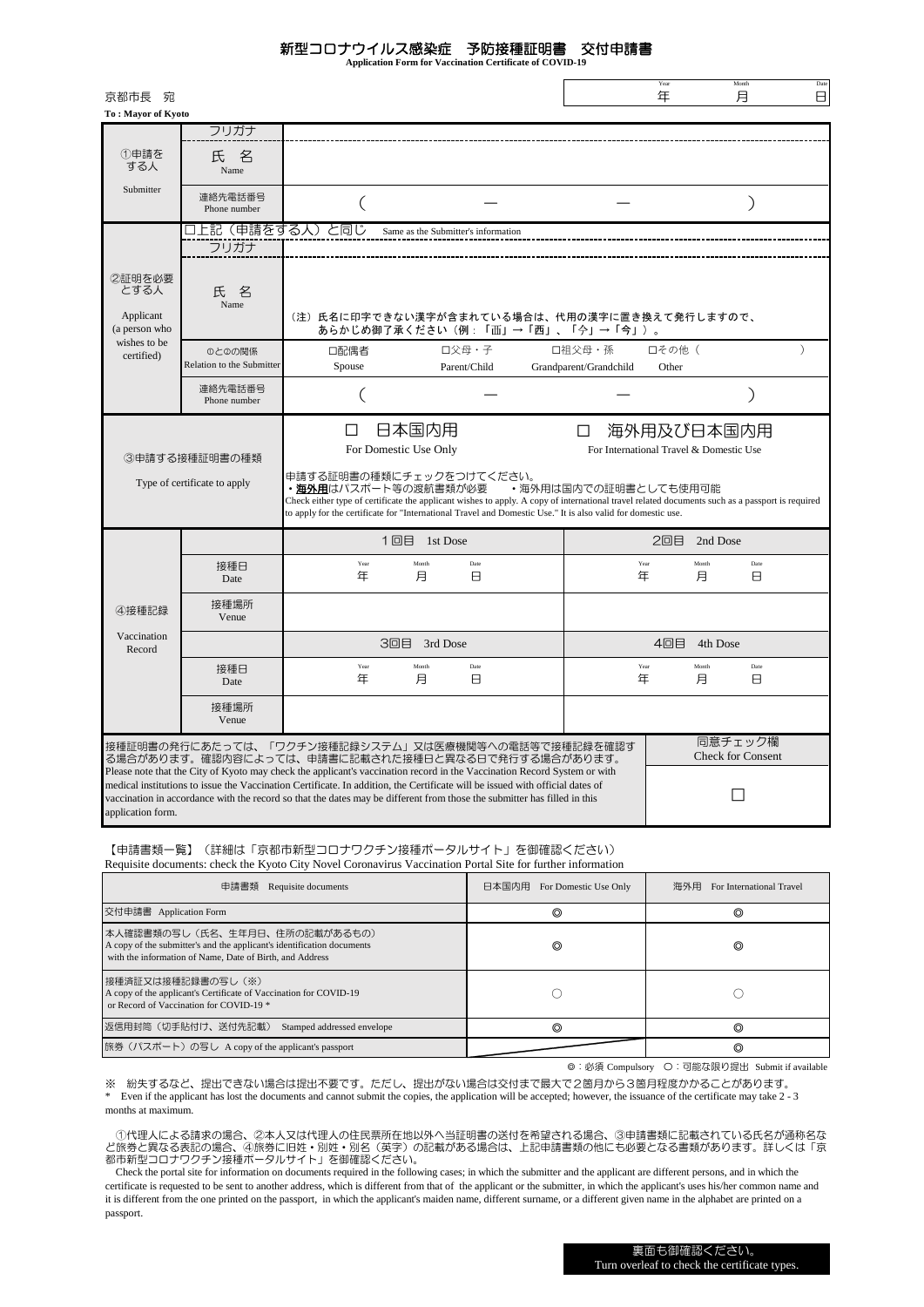# 新型コロナウイルス感染症　予防接種証明書　交付申請書

**Application Form for Vaccination Certificate of COVID-19**

京都市長　宛

**To : Mayor of Kyoto**

Year 年　Month 月　Date 日

| | | |
|---|---|---|
| ①申請をする人<br>Submitter | フリガナ | |
| | 氏　名<br>Name | |
| | 連絡先電話番号<br>Phone number | （　　　　　—　　　　　—　　　　　） |
| ②証明を必要とする人<br>Applicant (a person who wishes to be certified) | □上記（申請をする人）と同じ　Same as the Submitter's information | |
| | フリガナ | |
| | 氏　名<br>Name | （注）氏名に印字できない漢字が含まれている場合は、代用の漢字に置き換えて発行しますので、あらかじめ御了承ください（例：「西」→「西」、「今」→「今」）。 |
| | ①と②の関係<br>Relation to the Submitter | □配偶者 Spouse　□父母・子 Parent/Child　□祖父母・孫 Grandparent/Grandchild　□その他（　　　） Other |
| | 連絡先電話番号<br>Phone number | （　　　　　—　　　　　—　　　　　） |
| ③申請する接種証明書の種類<br>Type of certificate to apply | | □　日本国内用 For Domestic Use Only　　□　海外用及び日本国内用 For International Travel & Domestic Use<br>申請する証明書の種類にチェックをつけてください。<br>・**海外用**はパスポート等の渡航書類が必要　・海外用は国内での証明書としても使用可能<br>Check either type of certificate the applicant wishes to apply. A copy of international travel related documents such as a passport is required to apply for the certificate for "International Travel and Domestic Use." It is also valid for domestic use. |

| ④接種記録<br>Vaccination Record | | 1回目　1st Dose | 2回目　2nd Dose |
|---|---|---|---|
| | 接種日<br>Date | Year 年　Month 月　Date 日 | Year 年　Month 月　Date 日 |
| | 接種場所<br>Venue | | |
| | | 3回目　3rd Dose | 4回目　4th Dose |
| | 接種日<br>Date | Year 年　Month 月　Date 日 | Year 年　Month 月　Date 日 |
| | 接種場所<br>Venue | | |

| | 同意チェック欄<br>Check for Consent |
|---|---|
| 接種証明書の発行にあたっては、「ワクチン接種記録システム」又は医療機関等への電話等で接種記録を確認する場合があります。確認内容によっては、申請書に記載された接種日と異なる日で発行する場合があります。<br>Please note that the City of Kyoto may check the applicant's vaccination record in the Vaccination Record System or with medical institutions to issue the Vaccination Certificate. In addition, the Certificate will be issued with official dates of vaccination in accordance with the record so that the dates may be different from those the submitter has filled in this application form. | □ |

【申請書類一覧】（詳細は「京都市新型コロナワクチン接種ポータルサイト」を御確認ください）
Requisite documents: check the Kyoto City Novel Coronavirus Vaccination Portal Site for further information

| 申請書類　Requisite documents | 日本国内用　For Domestic Use Only | 海外用　For International Travel |
|---|---|---|
| 交付申請書　Application Form | ◎ | ◎ |
| 本人確認書類の写し（氏名、生年月日、住所の記載があるもの）<br>A copy of the submitter's and the applicant's identification documents with the information of Name, Date of Birth, and Address | ◎ | ◎ |
| 接種済証又は接種記録書の写し（※）<br>A copy of the applicant's Certificate of Vaccination for COVID-19 or Record of Vaccination for COVID-19 * | ○ | ○ |
| 返信用封筒（切手貼付け、送付先記載）　Stamped addressed envelope | ◎ | ◎ |
| 旅券（パスポート）の写し　A copy of the applicant's passport | | ◎ |

◎：必須 Compulsory　○：可能な限り提出　Submit if available

※　紛失するなど、提出できない場合は提出不要です。ただし、提出がない場合は交付まで最大で２箇月から３箇月程度かかることがあります。
\*　Even if the applicant has lost the documents and cannot submit the copies, the application will be accepted; however, the issuance of the certificate may take 2 - 3 months at maximum.

①代理人による請求の場合、②本人又は代理人の住民票所在地以外へ当証明書の送付を希望される場合、③申請書類に記載されている氏名が通称名など旅券と異なる表記の場合、④旅券に旧姓・別姓・別名（英字）の記載がある場合は、上記申請書類の他にも必要となる書類があります。詳しくは「京都市新型コロナワクチン接種ポータルサイト」を御確認ください。

Check the portal site for information on documents required in the following cases; in which the submitter and the applicant are different persons, and in which the certificate is requested to be sent to another address, which is different from that of the applicant or the submitter, in which the applicant's uses his/her common name and it is different from the one printed on the passport, in which the applicant's maiden name, different surname, or a different given name in the alphabet are printed on a passport.

裏面も御確認ください。
Turn overleaf to check the certificate types.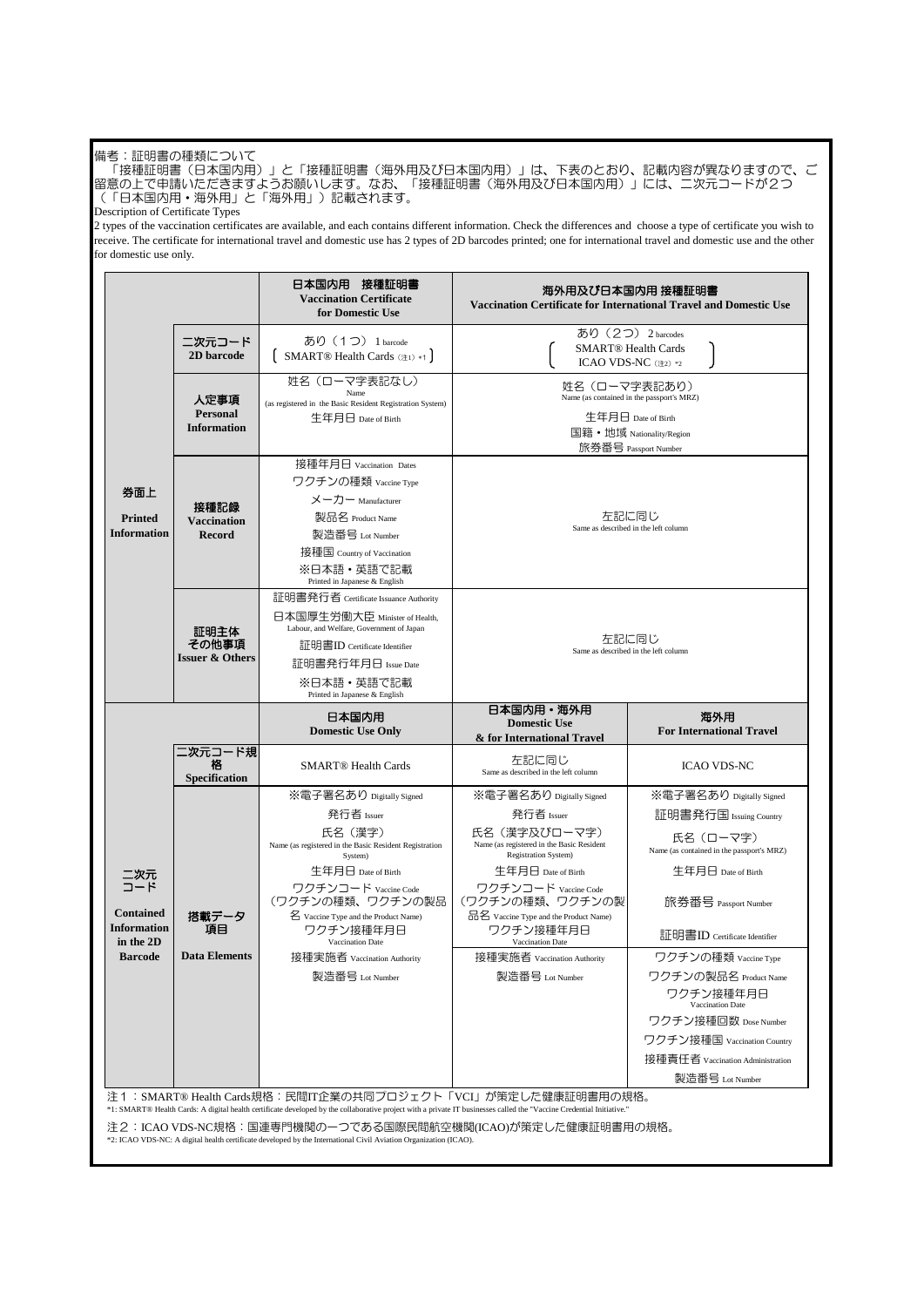備考：証明書の種類について

「接種証明書（日本国内用）」と「接種証明書（海外用及び日本国内用）」は、下表のとおり、記載内容が異なりますので、ご留意の上で申請いただきますようお願いします。なお、「接種証明書（海外用及び日本国内用）」には、二次元コードが２つ（「日本国内用・海外用」と「海外用」）記載されます。

Description of Certificate Types

2 types of the vaccination certificates are available, and each contains different information. Check the differences and choose a type of certificate you wish to receive. The certificate for international travel and domestic use has 2 types of 2D barcodes printed; one for international travel and domestic use and the other for domestic use only.

| | | 日本国内用 接種証明書 Vaccination Certificate for Domestic Use | 海外用及び日本国内用 接種証明書 Vaccination Certificate for International Travel and Domestic Use | |
|---|---|---|---|---|
| 券面上 Printed Information | 二次元コード 2D barcode | あり（１つ） 1 barcode（SMART® Health Cards (注1) *1） | あり（２つ） 2 barcodes（SMART® Health Cards, ICAO VDS-NC (注2) *2） | |
| | 人定事項 Personal Information | 姓名（ローマ字表記なし） Name (as registered in the Basic Resident Registration System)<br>生年月日 Date of Birth | 姓名（ローマ字表記あり） Name (as contained in the passport's MRZ)<br>生年月日 Date of Birth<br>国籍・地域 Nationality/Region<br>旅券番号 Passport Number | |
| | 接種記録 Vaccination Record | 接種年月日 Vaccination Dates<br>ワクチンの種類 Vaccine Type<br>メーカー Manufacturer<br>製品名 Product Name<br>製造番号 Lot Number<br>接種国 Country of Vaccination<br>※日本語・英語で記載 Printed in Japanese & English | 左記に同じ Same as described in the left column | |
| | 証明主体その他事項 Issuer & Others | 証明書発行者 Certificate Issuance Authority<br>日本国厚生労働大臣 Minister of Health, Labour, and Welfare, Government of Japan<br>証明書ID Certificate Identifier<br>証明書発行年月日 Issue Date<br>※日本語・英語で記載 Printed in Japanese & English | 左記に同じ Same as described in the left column | |
| 二次元コード Contained Information in the 2D Barcode | | 日本国内用 Domestic Use Only | 日本国内用・海外用 Domestic Use & for International Travel | 海外用 For International Travel |
| | 二次元コード規格 Specification | SMART® Health Cards | 左記に同じ Same as described in the left column | ICAO VDS-NC |
| | 搭載データ項目 Data Elements | ※電子署名あり Digitally Signed<br>発行者 Issuer<br>氏名（漢字） Name (as registered in the Basic Resident Registration System)<br>生年月日 Date of Birth<br>ワクチンコード Vaccine Code（ワクチンの種類、ワクチンの製品名 Vaccine Type and the Product Name）<br>ワクチン接種年月日 Vaccination Date<br>接種実施者 Vaccination Authority<br>製造番号 Lot Number | ※電子署名あり Digitally Signed<br>発行者 Issuer<br>氏名（漢字及びローマ字） Name (as registered in the Basic Resident Registration System)<br>生年月日 Date of Birth<br>ワクチンコード Vaccine Code（ワクチンの種類、ワクチンの製品名 Vaccine Type and the Product Name）<br>ワクチン接種年月日 Vaccination Date<br>接種実施者 Vaccination Authority<br>製造番号 Lot Number | ※電子署名あり Digitally Signed<br>証明書発行国 Issuing Country<br>氏名（ローマ字） Name (as contained in the passport's MRZ)<br>生年月日 Date of Birth<br>旅券番号 Passport Number<br>証明書ID Certificate Identifier<br>ワクチンの種類 Vaccine Type<br>ワクチンの製品名 Product Name<br>ワクチン接種年月日 Vaccination Date<br>ワクチン接種回数 Dose Number<br>ワクチン接種国 Vaccination Country<br>接種責任者 Vaccination Administration<br>製造番号 Lot Number |

注１：SMART® Health Cards規格：民間IT企業の共同プロジェクト「VCI」が策定した健康証明書用の規格。
*1: SMART® Health Cards: A digital health certificate developed by the collaborative project with a private IT businesses called the "Vaccine Credential Initiative."

注２：ICAO VDS-NC規格：国連専門機関の一つである国際民間航空機関(ICAO)が策定した健康証明書用の規格。
*2: ICAO VDS-NC: A digital health certificate developed by the International Civil Aviation Organization (ICAO).